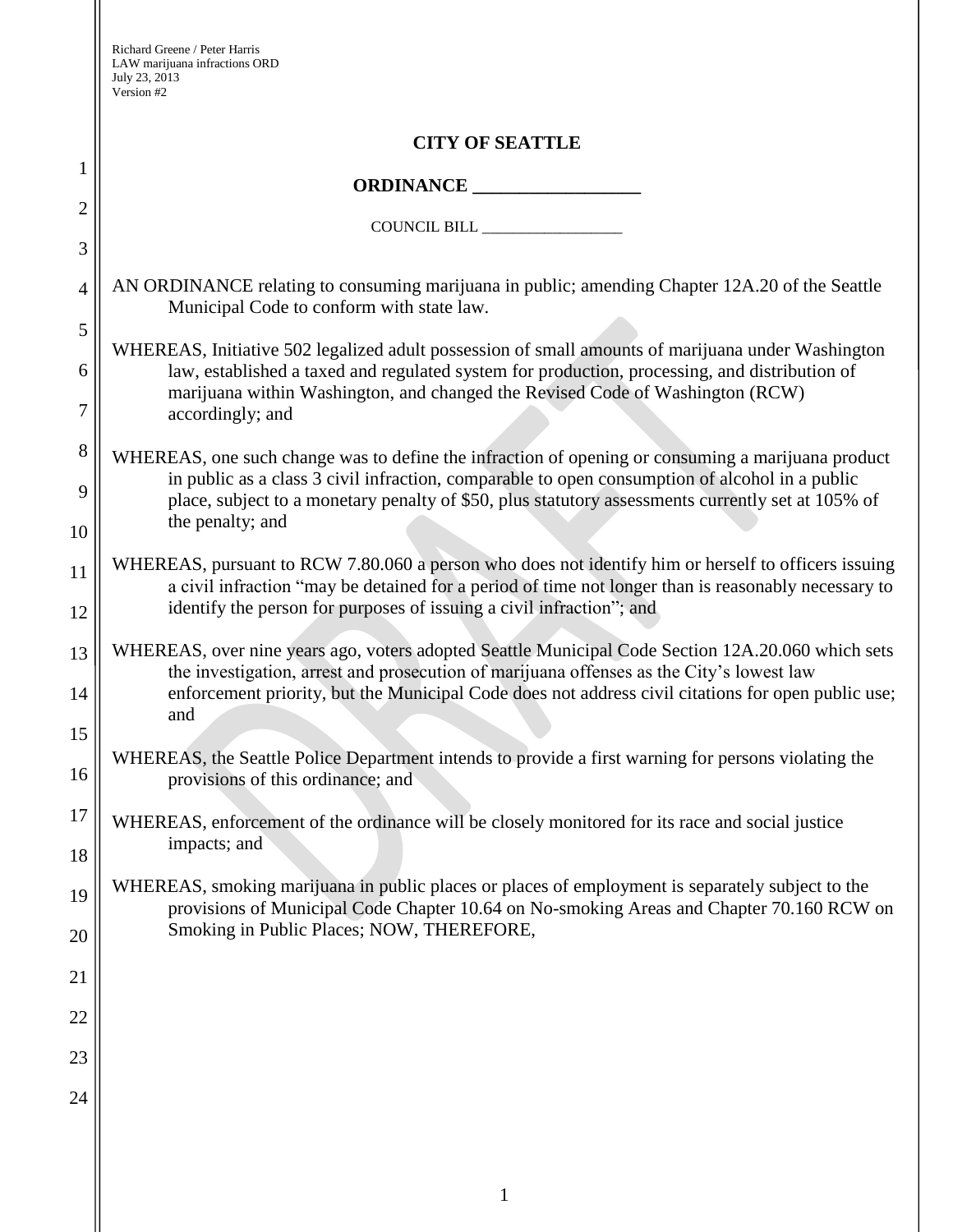Richard Greene / Peter Harris
LAW marijuana infractions ORD
July 23, 2013
Version #2

# CITY OF SEATTLE

## ORDINANCE _________________

COUNCIL BILL _________________

AN ORDINANCE relating to consuming marijuana in public; amending Chapter 12A.20 of the Seattle Municipal Code to conform with state law.

WHEREAS, Initiative 502 legalized adult possession of small amounts of marijuana under Washington law, established a taxed and regulated system for production, processing, and distribution of marijuana within Washington, and changed the Revised Code of Washington (RCW) accordingly; and

WHEREAS, one such change was to define the infraction of opening or consuming a marijuana product in public as a class 3 civil infraction, comparable to open consumption of alcohol in a public place, subject to a monetary penalty of $50, plus statutory assessments currently set at 105% of the penalty; and

WHEREAS, pursuant to RCW 7.80.060 a person who does not identify him or herself to officers issuing a civil infraction "may be detained for a period of time not longer than is reasonably necessary to identify the person for purposes of issuing a civil infraction"; and

WHEREAS, over nine years ago, voters adopted Seattle Municipal Code Section 12A.20.060 which sets the investigation, arrest and prosecution of marijuana offenses as the City's lowest law enforcement priority, but the Municipal Code does not address civil citations for open public use; and

WHEREAS, the Seattle Police Department intends to provide a first warning for persons violating the provisions of this ordinance; and

WHEREAS, enforcement of the ordinance will be closely monitored for its race and social justice impacts; and

WHEREAS, smoking marijuana in public places or places of employment is separately subject to the provisions of Municipal Code Chapter 10.64 on No-smoking Areas and Chapter 70.160 RCW on Smoking in Public Places; NOW, THEREFORE,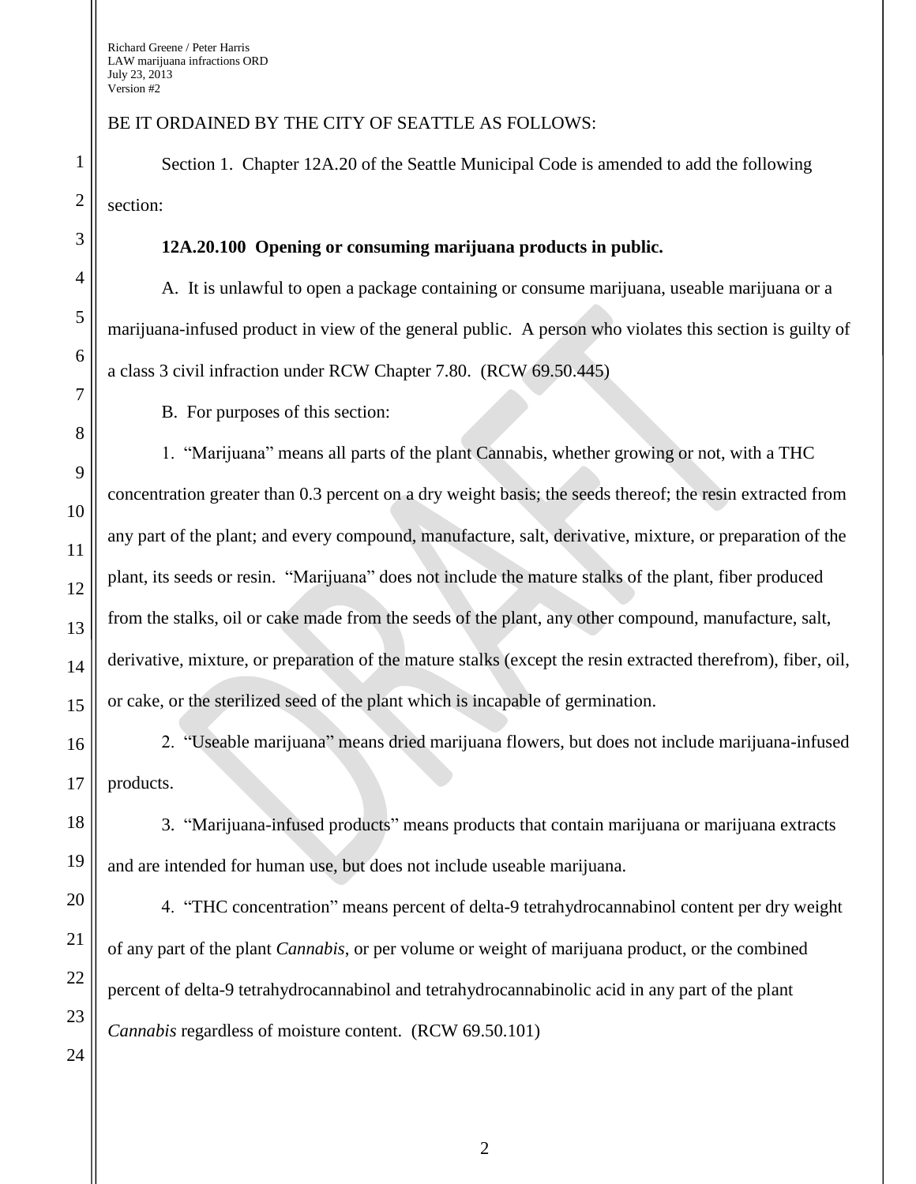BE IT ORDAINED BY THE CITY OF SEATTLE AS FOLLOWS:

Section 1. Chapter 12A.20 of the Seattle Municipal Code is amended to add the following section:

**12A.20.100 Opening or consuming marijuana products in public.**

A. It is unlawful to open a package containing or consume marijuana, useable marijuana or a marijuana-infused product in view of the general public. A person who violates this section is guilty of a class 3 civil infraction under RCW Chapter 7.80. (RCW 69.50.445)

B. For purposes of this section:

1. "Marijuana" means all parts of the plant Cannabis, whether growing or not, with a THC concentration greater than 0.3 percent on a dry weight basis; the seeds thereof; the resin extracted from any part of the plant; and every compound, manufacture, salt, derivative, mixture, or preparation of the plant, its seeds or resin. "Marijuana" does not include the mature stalks of the plant, fiber produced from the stalks, oil or cake made from the seeds of the plant, any other compound, manufacture, salt, derivative, mixture, or preparation of the mature stalks (except the resin extracted therefrom), fiber, oil, or cake, or the sterilized seed of the plant which is incapable of germination.

2. "Useable marijuana" means dried marijuana flowers, but does not include marijuana-infused products.

3. "Marijuana-infused products" means products that contain marijuana or marijuana extracts and are intended for human use, but does not include useable marijuana.

4. "THC concentration" means percent of delta-9 tetrahydrocannabinol content per dry weight of any part of the plant *Cannabis*, or per volume or weight of marijuana product, or the combined percent of delta-9 tetrahydrocannabinol and tetrahydrocannabinolic acid in any part of the plant *Cannabis* regardless of moisture content. (RCW 69.50.101)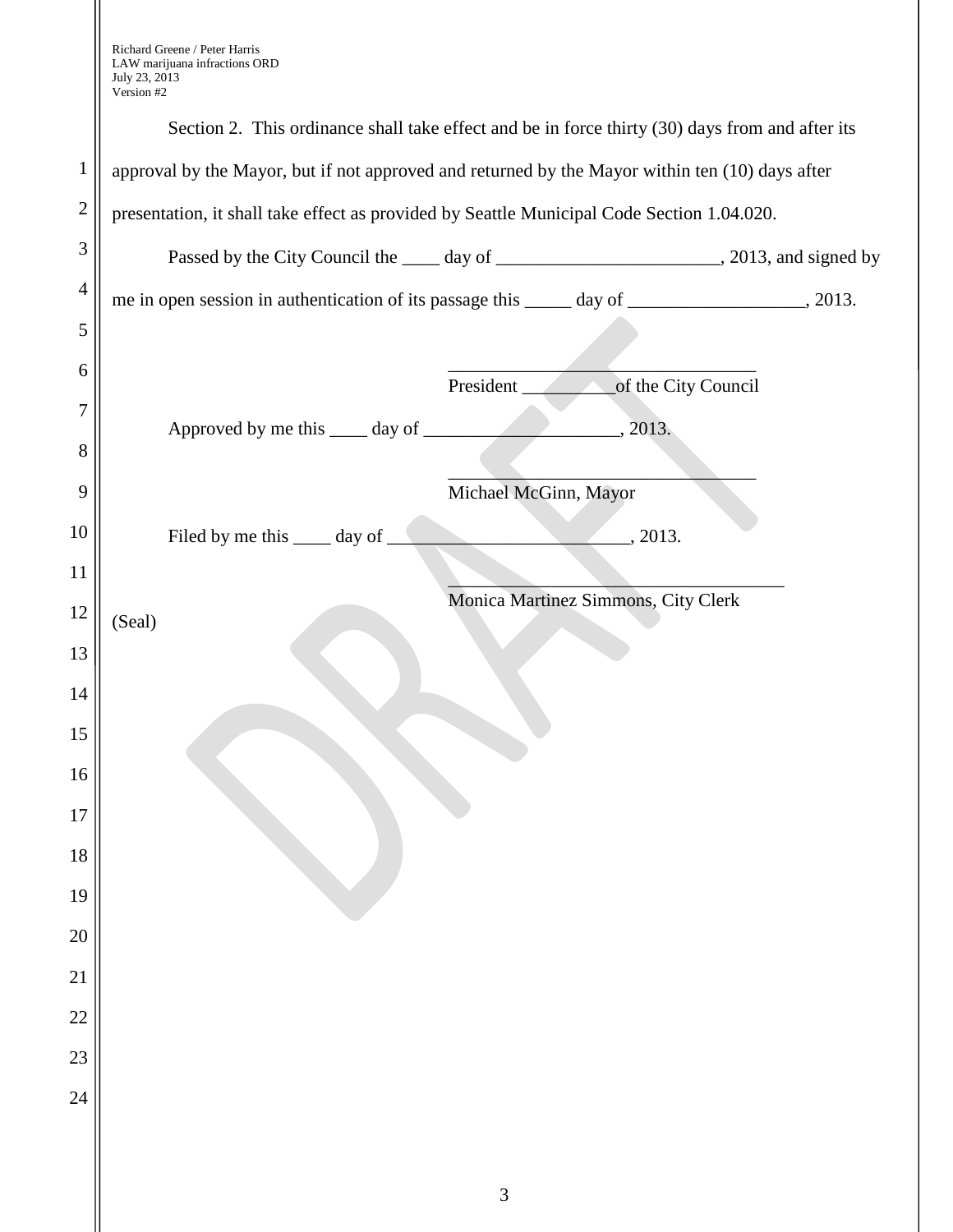Section 2. This ordinance shall take effect and be in force thirty (30) days from and after its approval by the Mayor, but if not approved and returned by the Mayor within ten (10) days after presentation, it shall take effect as provided by Seattle Municipal Code Section 1.04.020.

Passed by the City Council the ____ day of ________________________, 2013, and signed by me in open session in authentication of its passage this _____ day of ___________________, 2013.

_________________________________
President __________of the City Council

Approved by me this ____ day of _____________________, 2013.

_________________________________
Michael McGinn, Mayor

Filed by me this ____ day of __________________________, 2013.

____________________________________
Monica Martinez Simmons, City Clerk

(Seal)